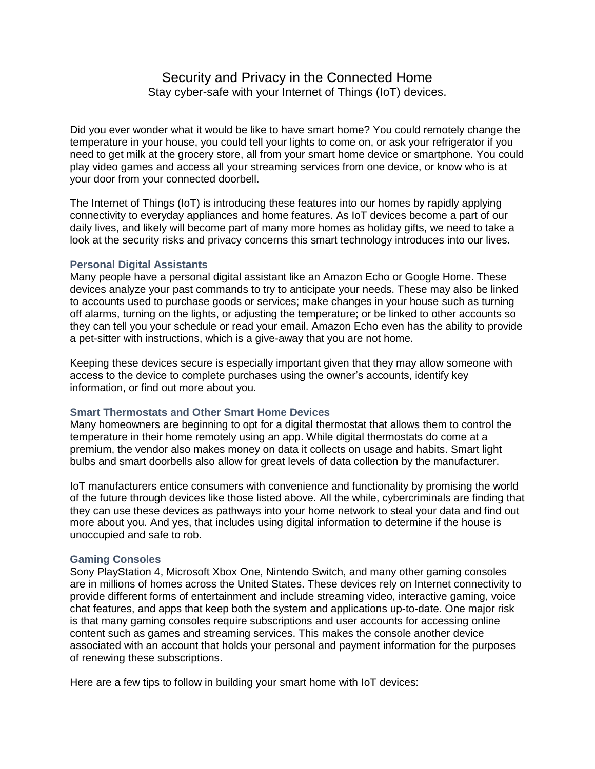# Security and Privacy in the Connected Home

Stay cyber-safe with your Internet of Things (IoT) devices.

Did you ever wonder what it would be like to have smart home? You could remotely change the temperature in your house, you could tell your lights to come on, or ask your refrigerator if you need to get milk at the grocery store, all from your smart home device or smartphone. You could play video games and access all your streaming services from one device, or know who is at your door from your connected doorbell.

The Internet of Things (IoT) is introducing these features into our homes by rapidly applying connectivity to everyday appliances and home features. As IoT devices become a part of our daily lives, and likely will become part of many more homes as holiday gifts, we need to take a look at the security risks and privacy concerns this smart technology introduces into our lives.

### Personal Digital Assistants

Many people have a personal digital assistant like an Amazon Echo or Google Home. These devices analyze your past commands to try to anticipate your needs. These may also be linked to accounts used to purchase goods or services; make changes in your house such as turning off alarms, turning on the lights, or adjusting the temperature; or be linked to other accounts so they can tell you your schedule or read your email. Amazon Echo even has the ability to provide a pet-sitter with instructions, which is a give-away that you are not home.

Keeping these devices secure is especially important given that they may allow someone with access to the device to complete purchases using the owner's accounts, identify key information, or find out more about you.

### Smart Thermostats and Other Smart Home Devices

Many homeowners are beginning to opt for a digital thermostat that allows them to control the temperature in their home remotely using an app. While digital thermostats do come at a premium, the vendor also makes money on data it collects on usage and habits. Smart light bulbs and smart doorbells also allow for great levels of data collection by the manufacturer.

IoT manufacturers entice consumers with convenience and functionality by promising the world of the future through devices like those listed above. All the while, cybercriminals are finding that they can use these devices as pathways into your home network to steal your data and find out more about you. And yes, that includes using digital information to determine if the house is unoccupied and safe to rob.

### Gaming Consoles

Sony PlayStation 4, Microsoft Xbox One, Nintendo Switch, and many other gaming consoles are in millions of homes across the United States. These devices rely on Internet connectivity to provide different forms of entertainment and include streaming video, interactive gaming, voice chat features, and apps that keep both the system and applications up-to-date. One major risk is that many gaming consoles require subscriptions and user accounts for accessing online content such as games and streaming services. This makes the console another device associated with an account that holds your personal and payment information for the purposes of renewing these subscriptions.

Here are a few tips to follow in building your smart home with IoT devices: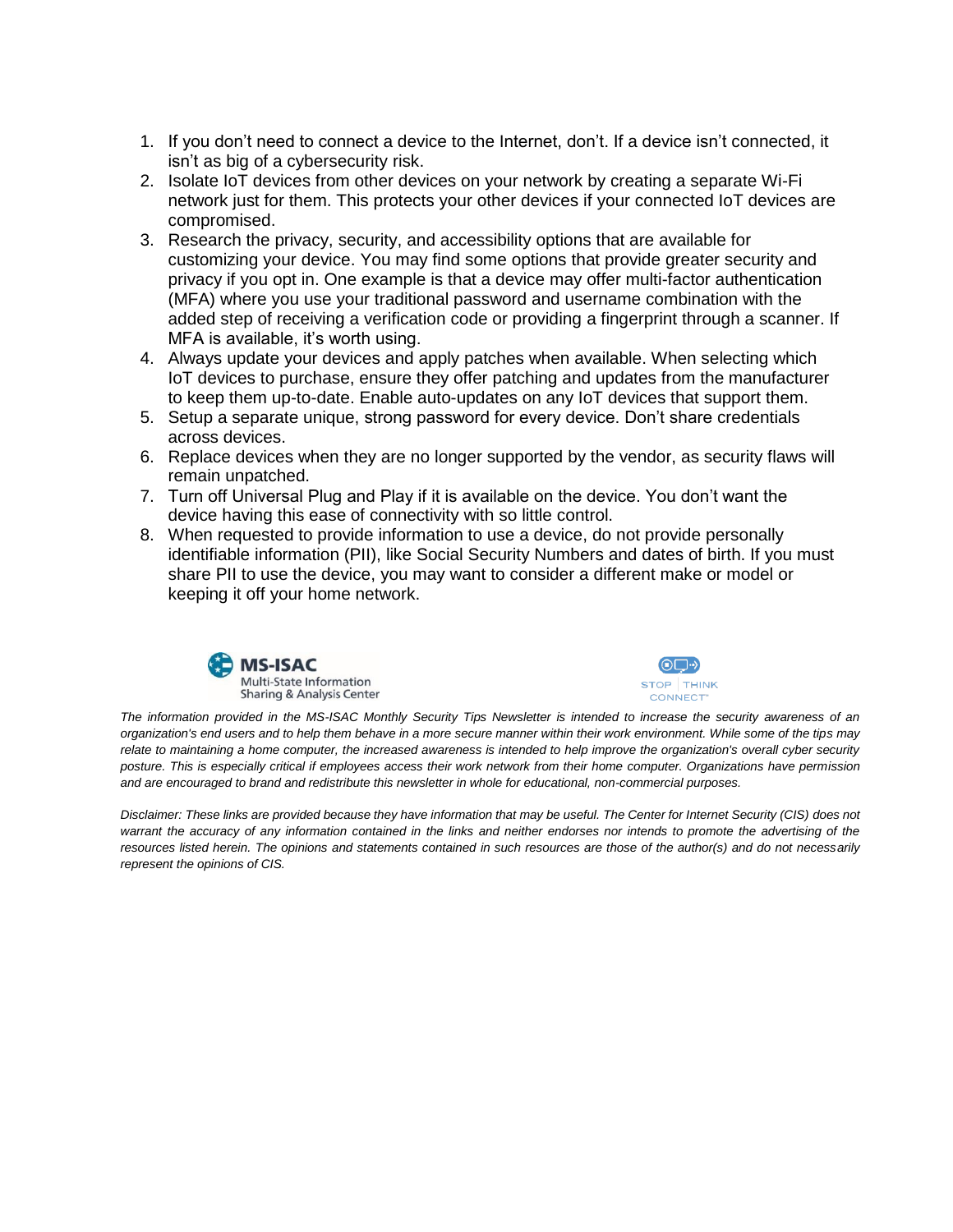1. If you don't need to connect a device to the Internet, don't. If a device isn't connected, it isn't as big of a cybersecurity risk.
2. Isolate IoT devices from other devices on your network by creating a separate Wi-Fi network just for them. This protects your other devices if your connected IoT devices are compromised.
3. Research the privacy, security, and accessibility options that are available for customizing your device. You may find some options that provide greater security and privacy if you opt in. One example is that a device may offer multi-factor authentication (MFA) where you use your traditional password and username combination with the added step of receiving a verification code or providing a fingerprint through a scanner. If MFA is available, it's worth using.
4. Always update your devices and apply patches when available. When selecting which IoT devices to purchase, ensure they offer patching and updates from the manufacturer to keep them up-to-date. Enable auto-updates on any IoT devices that support them.
5. Setup a separate unique, strong password for every device. Don't share credentials across devices.
6. Replace devices when they are no longer supported by the vendor, as security flaws will remain unpatched.
7. Turn off Universal Plug and Play if it is available on the device. You don't want the device having this ease of connectivity with so little control.
8. When requested to provide information to use a device, do not provide personally identifiable information (PII), like Social Security Numbers and dates of birth. If you must share PII to use the device, you may want to consider a different make or model or keeping it off your home network.

MS-ISAC
Multi-State Information Sharing & Analysis Center

STOP | THINK CONNECT™

*The information provided in the MS-ISAC Monthly Security Tips Newsletter is intended to increase the security awareness of an organization's end users and to help them behave in a more secure manner within their work environment. While some of the tips may relate to maintaining a home computer, the increased awareness is intended to help improve the organization's overall cyber security posture. This is especially critical if employees access their work network from their home computer. Organizations have permission and are encouraged to brand and redistribute this newsletter in whole for educational, non-commercial purposes.*

*Disclaimer: These links are provided because they have information that may be useful. The Center for Internet Security (CIS) does not warrant the accuracy of any information contained in the links and neither endorses nor intends to promote the advertising of the resources listed herein. The opinions and statements contained in such resources are those of the author(s) and do not necessarily represent the opinions of CIS.*